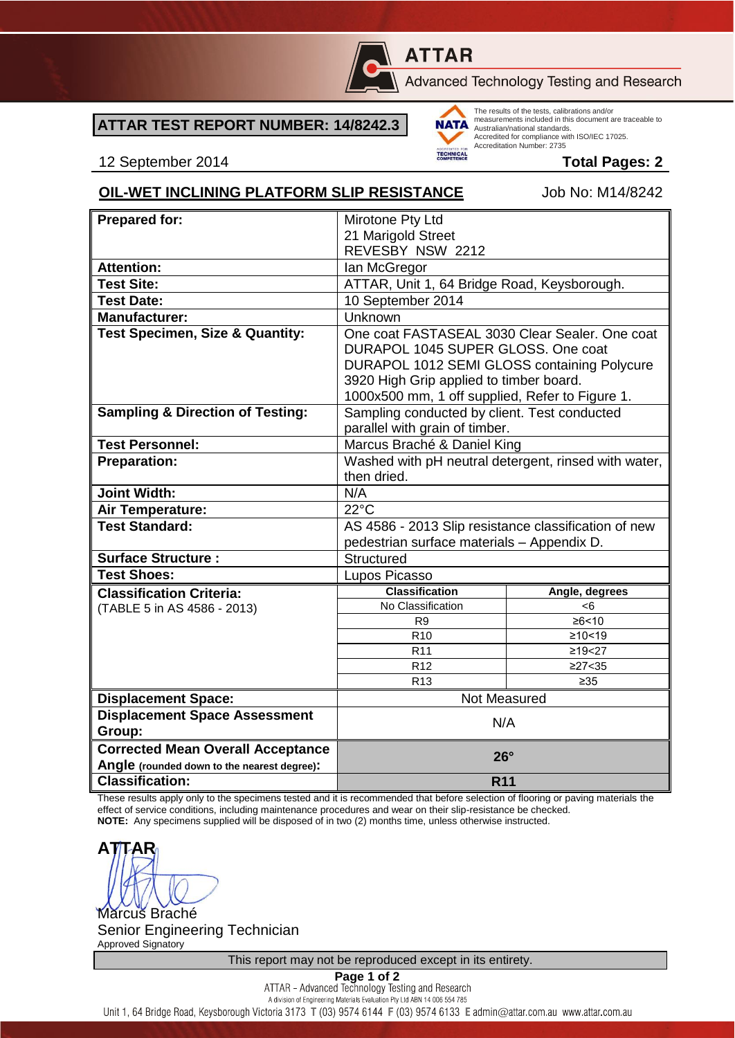**ATTAR**

Advanced Technology Testing and Research

**ATTAR TEST REPORT NUMBER: 14/8242.3**

The results of the tests, calibrations and/or measurements included in this document are traceable to Australian/national standards. Accredited for compliance with ISO/IEC 17025. Accreditation Number: 2735

12 September 2014 **Total Pages: 2**

## OIL-WET INCLINING PLATFORM SLIP RESISTANCE

Job No: M14/8242

| | | |
|---|---|---|
| **Prepared for:** | Mirotone Pty Ltd<br>21 Marigold Street<br>REVESBY NSW 2212 | |
| **Attention:** | Ian McGregor | |
| **Test Site:** | ATTAR, Unit 1, 64 Bridge Road, Keysborough. | |
| **Test Date:** | 10 September 2014 | |
| **Manufacturer:** | Unknown | |
| **Test Specimen, Size & Quantity:** | One coat FASTASEAL 3030 Clear Sealer. One coat DURAPOL 1045 SUPER GLOSS. One coat DURAPOL 1012 SEMI GLOSS containing Polycure 3920 High Grip applied to timber board.<br>1000x500 mm, 1 off supplied, Refer to Figure 1. | |
| **Sampling & Direction of Testing:** | Sampling conducted by client. Test conducted parallel with grain of timber. | |
| **Test Personnel:** | Marcus Braché & Daniel King | |
| **Preparation:** | Washed with pH neutral detergent, rinsed with water, then dried. | |
| **Joint Width:** | N/A | |
| **Air Temperature:** | 22°C | |
| **Test Standard:** | AS 4586 - 2013 Slip resistance classification of new pedestrian surface materials – Appendix D. | |
| **Surface Structure :** | Structured | |
| **Test Shoes:** | Lupos Picasso | |
| **Classification Criteria:**<br>(TABLE 5 in AS 4586 - 2013) | **Classification** | **Angle, degrees** |
| | No Classification | <6 |
| | R9 | ≥6<10 |
| | R10 | ≥10<19 |
| | R11 | ≥19<27 |
| | R12 | ≥27<35 |
| | R13 | ≥35 |
| **Displacement Space:** | Not Measured | |
| **Displacement Space Assessment Group:** | N/A | |
| **Corrected Mean Overall Acceptance Angle (rounded down to the nearest degree):** | **26°** | |
| **Classification:** | **R11** | |

These results apply only to the specimens tested and it is recommended that before selection of flooring or paving materials the effect of service conditions, including maintenance procedures and wear on their slip-resistance be checked.

**NOTE:** Any specimens supplied will be disposed of in two (2) months time, unless otherwise instructed.

**ATTAR**

Marcus Braché
Senior Engineering Technician
Approved Signatory

This report may not be reproduced except in its entirety.

ATTAR – Advanced Technology Testing and Research
A division of Engineering Materials Evaluation Pty Ltd ABN 14 006 554 785
Unit 1, 64 Bridge Road, Keysborough Victoria 3173 T (03) 9574 6144 F (03) 9574 6133 E admin@attar.com.au www.attar.com.au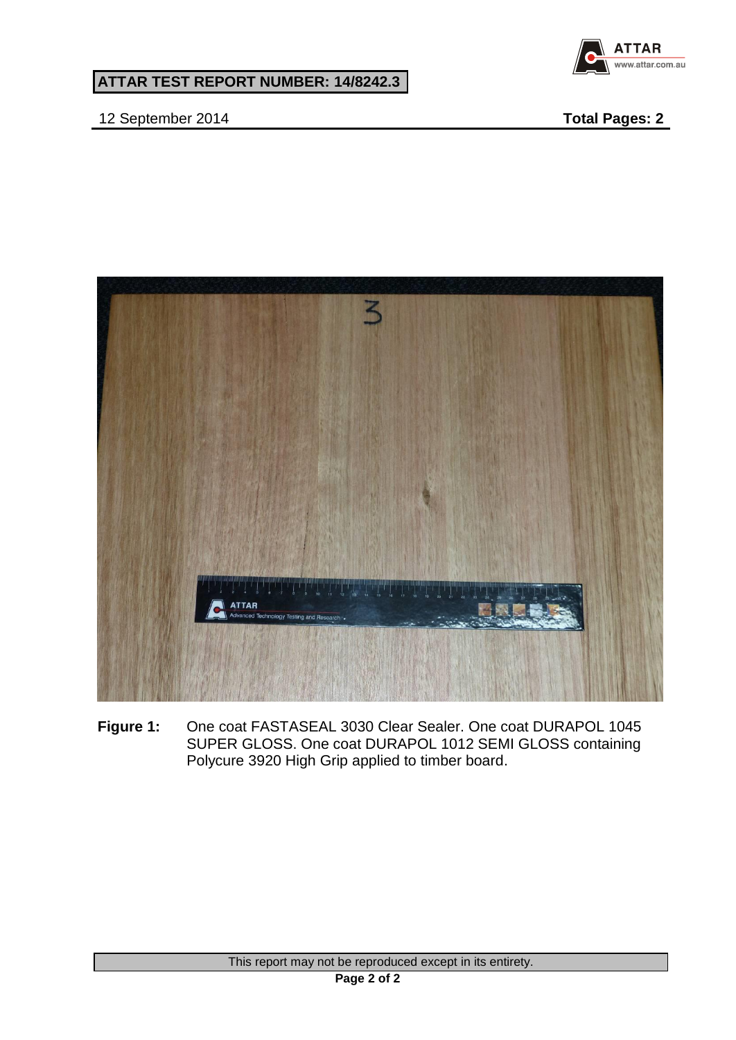**ATTAR TEST REPORT NUMBER: 14/8242.3**

12 September 2014 **Total Pages: 2**

**Figure 1:** One coat FASTASEAL 3030 Clear Sealer. One coat DURAPOL 1045 SUPER GLOSS. One coat DURAPOL 1012 SEMI GLOSS containing Polycure 3920 High Grip applied to timber board.

This report may not be reproduced except in its entirety.